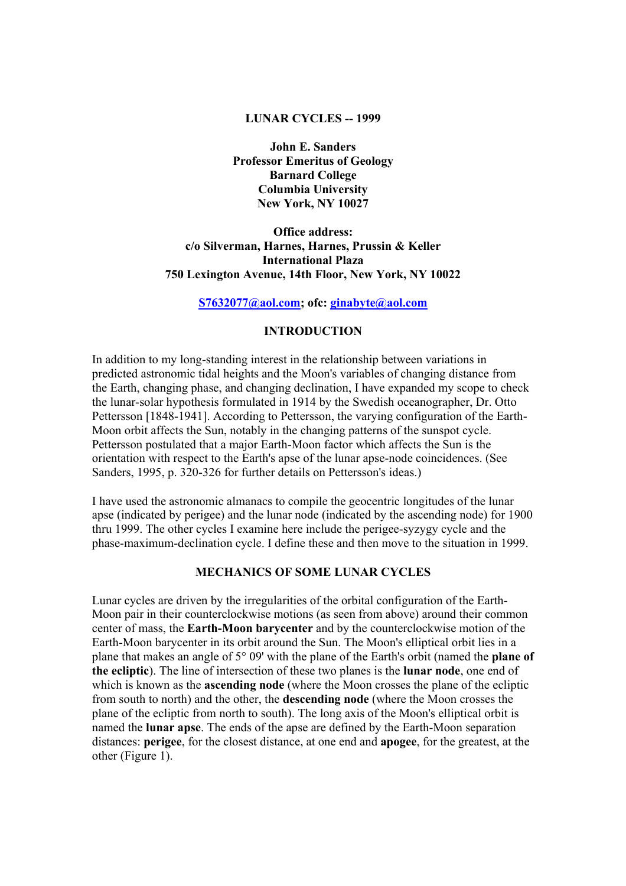# LUNAR CYCLES -- 1999

**John E. Sanders**
**Professor Emeritus of Geology**
**Barnard College**
**Columbia University**
**New York, NY 10027**

**Office address:**
**c/o Silverman, Harnes, Harnes, Prussin & Keller**
**International Plaza**
**750 Lexington Avenue, 14th Floor, New York, NY 10022**

**S7632077@aol.com; ofc: ginabyte@aol.com**

## INTRODUCTION

In addition to my long-standing interest in the relationship between variations in predicted astronomic tidal heights and the Moon's variables of changing distance from the Earth, changing phase, and changing declination, I have expanded my scope to check the lunar-solar hypothesis formulated in 1914 by the Swedish oceanographer, Dr. Otto Pettersson [1848-1941]. According to Pettersson, the varying configuration of the Earth-Moon orbit affects the Sun, notably in the changing patterns of the sunspot cycle. Pettersson postulated that a major Earth-Moon factor which affects the Sun is the orientation with respect to the Earth's apse of the lunar apse-node coincidences. (See Sanders, 1995, p. 320-326 for further details on Pettersson's ideas.)

I have used the astronomic almanacs to compile the geocentric longitudes of the lunar apse (indicated by perigee) and the lunar node (indicated by the ascending node) for 1900 thru 1999. The other cycles I examine here include the perigee-syzygy cycle and the phase-maximum-declination cycle. I define these and then move to the situation in 1999.

## MECHANICS OF SOME LUNAR CYCLES

Lunar cycles are driven by the irregularities of the orbital configuration of the Earth-Moon pair in their counterclockwise motions (as seen from above) around their common center of mass, the **Earth-Moon barycenter** and by the counterclockwise motion of the Earth-Moon barycenter in its orbit around the Sun. The Moon's elliptical orbit lies in a plane that makes an angle of 5° 09' with the plane of the Earth's orbit (named the **plane of the ecliptic**). The line of intersection of these two planes is the **lunar node**, one end of which is known as the **ascending node** (where the Moon crosses the plane of the ecliptic from south to north) and the other, the **descending node** (where the Moon crosses the plane of the ecliptic from north to south). The long axis of the Moon's elliptical orbit is named the **lunar apse**. The ends of the apse are defined by the Earth-Moon separation distances: **perigee**, for the closest distance, at one end and **apogee**, for the greatest, at the other (Figure 1).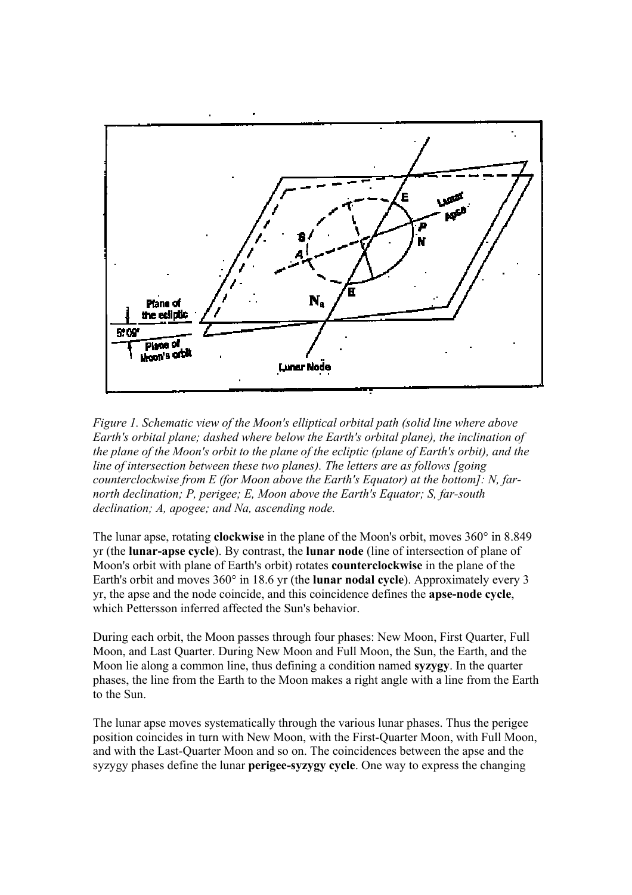*Figure 1. Schematic view of the Moon's elliptical orbital path (solid line where above Earth's orbital plane; dashed where below the Earth's orbital plane), the inclination of the plane of the Moon's orbit to the plane of the ecliptic (plane of Earth's orbit), and the line of intersection between these two planes). The letters are as follows [going counterclockwise from E (for Moon above the Earth's Equator) at the bottom]: N, far-north declination; P, perigee; E, Moon above the Earth's Equator; S, far-south declination; A, apogee; and Na, ascending node.*

The lunar apse, rotating **clockwise** in the plane of the Moon's orbit, moves 360° in 8.849 yr (the **lunar-apse cycle**). By contrast, the **lunar node** (line of intersection of plane of Moon's orbit with plane of Earth's orbit) rotates **counterclockwise** in the plane of the Earth's orbit and moves 360° in 18.6 yr (the **lunar nodal cycle**). Approximately every 3 yr, the apse and the node coincide, and this coincidence defines the **apse-node cycle**, which Pettersson inferred affected the Sun's behavior.

During each orbit, the Moon passes through four phases: New Moon, First Quarter, Full Moon, and Last Quarter. During New Moon and Full Moon, the Sun, the Earth, and the Moon lie along a common line, thus defining a condition named **syzygy**. In the quarter phases, the line from the Earth to the Moon makes a right angle with a line from the Earth to the Sun.

The lunar apse moves systematically through the various lunar phases. Thus the perigee position coincides in turn with New Moon, with the First-Quarter Moon, with Full Moon, and with the Last-Quarter Moon and so on. The coincidences between the apse and the syzygy phases define the lunar **perigee-syzygy cycle**. One way to express the changing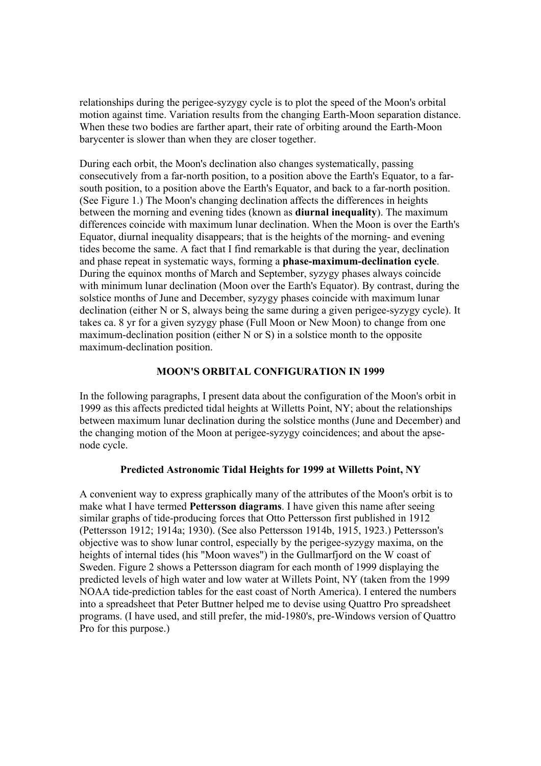relationships during the perigee-syzygy cycle is to plot the speed of the Moon's orbital motion against time. Variation results from the changing Earth-Moon separation distance. When these two bodies are farther apart, their rate of orbiting around the Earth-Moon barycenter is slower than when they are closer together.

During each orbit, the Moon's declination also changes systematically, passing consecutively from a far-north position, to a position above the Earth's Equator, to a far-south position, to a position above the Earth's Equator, and back to a far-north position. (See Figure 1.) The Moon's changing declination affects the differences in heights between the morning and evening tides (known as **diurnal inequality**). The maximum differences coincide with maximum lunar declination. When the Moon is over the Earth's Equator, diurnal inequality disappears; that is the heights of the morning- and evening tides become the same. A fact that I find remarkable is that during the year, declination and phase repeat in systematic ways, forming a **phase-maximum-declination cycle**. During the equinox months of March and September, syzygy phases always coincide with minimum lunar declination (Moon over the Earth's Equator). By contrast, during the solstice months of June and December, syzygy phases coincide with maximum lunar declination (either N or S, always being the same during a given perigee-syzygy cycle). It takes ca. 8 yr for a given syzygy phase (Full Moon or New Moon) to change from one maximum-declination position (either N or S) in a solstice month to the opposite maximum-declination position.

## MOON'S ORBITAL CONFIGURATION IN 1999

In the following paragraphs, I present data about the configuration of the Moon's orbit in 1999 as this affects predicted tidal heights at Willetts Point, NY; about the relationships between maximum lunar declination during the solstice months (June and December) and the changing motion of the Moon at perigee-syzygy coincidences; and about the apse-node cycle.

### Predicted Astronomic Tidal Heights for 1999 at Willetts Point, NY

A convenient way to express graphically many of the attributes of the Moon's orbit is to make what I have termed **Pettersson diagrams**. I have given this name after seeing similar graphs of tide-producing forces that Otto Pettersson first published in 1912 (Pettersson 1912; 1914a; 1930). (See also Pettersson 1914b, 1915, 1923.) Pettersson's objective was to show lunar control, especially by the perigee-syzygy maxima, on the heights of internal tides (his "Moon waves") in the Gullmarfjord on the W coast of Sweden. Figure 2 shows a Pettersson diagram for each month of 1999 displaying the predicted levels of high water and low water at Willets Point, NY (taken from the 1999 NOAA tide-prediction tables for the east coast of North America). I entered the numbers into a spreadsheet that Peter Buttner helped me to devise using Quattro Pro spreadsheet programs. (I have used, and still prefer, the mid-1980's, pre-Windows version of Quattro Pro for this purpose.)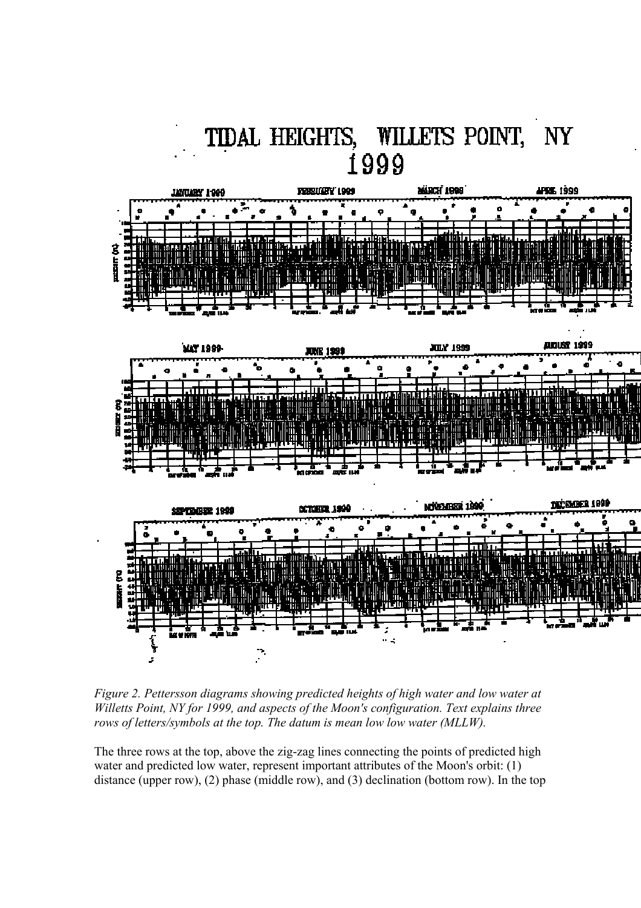Figure 2. *Pettersson diagrams showing predicted heights of high water and low water at Willetts Point, NY for 1999, and aspects of the Moon's configuration. Text explains three rows of letters/symbols at the top. The datum is mean low low water (MLLW).*

The three rows at the top, above the zig-zag lines connecting the points of predicted high water and predicted low water, represent important attributes of the Moon's orbit: (1) distance (upper row), (2) phase (middle row), and (3) declination (bottom row). In the top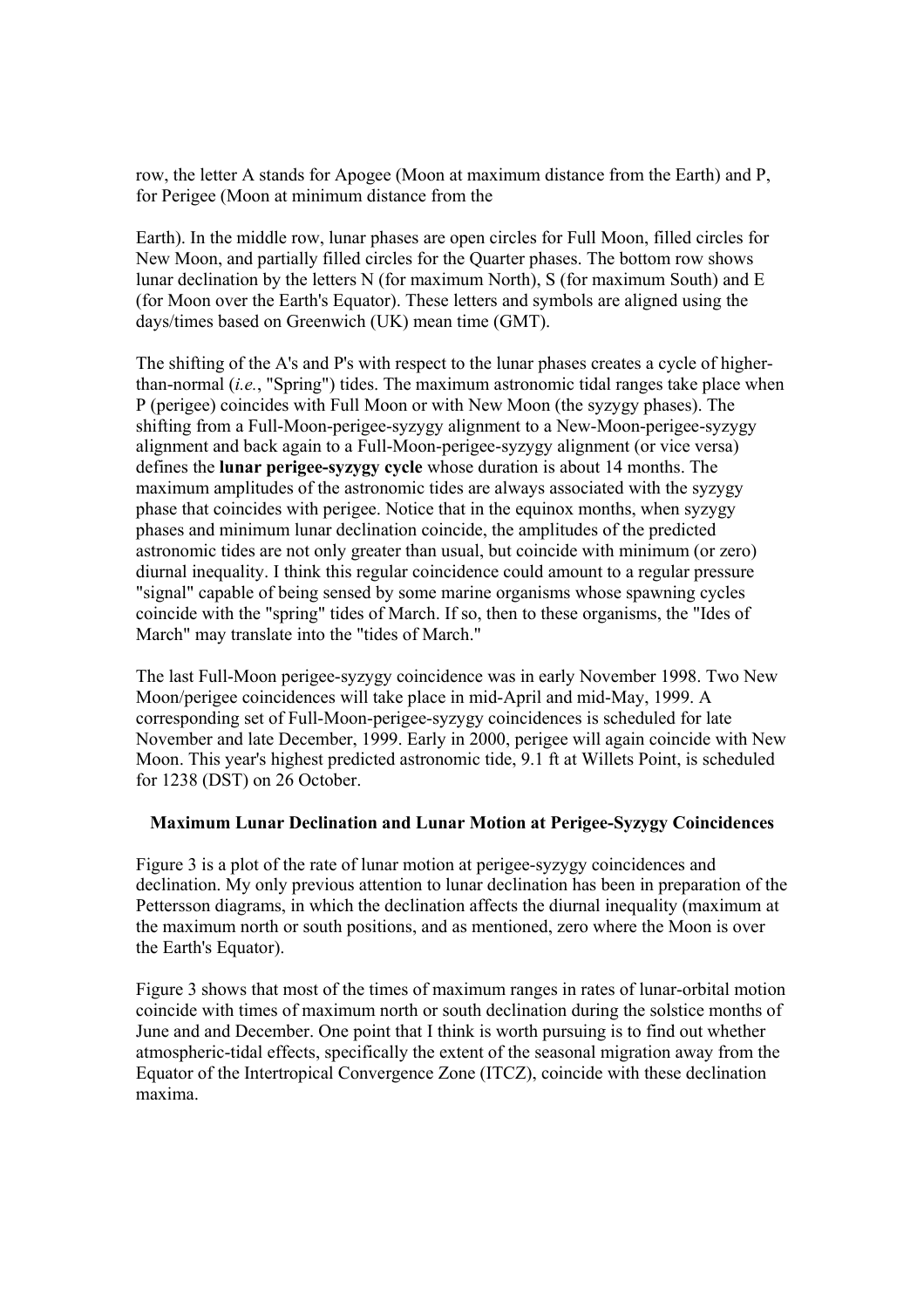row, the letter A stands for Apogee (Moon at maximum distance from the Earth) and P, for Perigee (Moon at minimum distance from the

Earth). In the middle row, lunar phases are open circles for Full Moon, filled circles for New Moon, and partially filled circles for the Quarter phases. The bottom row shows lunar declination by the letters N (for maximum North), S (for maximum South) and E (for Moon over the Earth's Equator). These letters and symbols are aligned using the days/times based on Greenwich (UK) mean time (GMT).

The shifting of the A's and P's with respect to the lunar phases creates a cycle of higher-than-normal (*i.e.*, "Spring") tides. The maximum astronomic tidal ranges take place when P (perigee) coincides with Full Moon or with New Moon (the syzygy phases). The shifting from a Full-Moon-perigee-syzygy alignment to a New-Moon-perigee-syzygy alignment and back again to a Full-Moon-perigee-syzygy alignment (or vice versa) defines the **lunar perigee-syzygy cycle** whose duration is about 14 months. The maximum amplitudes of the astronomic tides are always associated with the syzygy phase that coincides with perigee. Notice that in the equinox months, when syzygy phases and minimum lunar declination coincide, the amplitudes of the predicted astronomic tides are not only greater than usual, but coincide with minimum (or zero) diurnal inequality. I think this regular coincidence could amount to a regular pressure "signal" capable of being sensed by some marine organisms whose spawning cycles coincide with the "spring" tides of March. If so, then to these organisms, the "Ides of March" may translate into the "tides of March."

The last Full-Moon perigee-syzygy coincidence was in early November 1998. Two New Moon/perigee coincidences will take place in mid-April and mid-May, 1999. A corresponding set of Full-Moon-perigee-syzygy coincidences is scheduled for late November and late December, 1999. Early in 2000, perigee will again coincide with New Moon. This year's highest predicted astronomic tide, 9.1 ft at Willets Point, is scheduled for 1238 (DST) on 26 October.

### Maximum Lunar Declination and Lunar Motion at Perigee-Syzygy Coincidences

Figure 3 is a plot of the rate of lunar motion at perigee-syzygy coincidences and declination. My only previous attention to lunar declination has been in preparation of the Pettersson diagrams, in which the declination affects the diurnal inequality (maximum at the maximum north or south positions, and as mentioned, zero where the Moon is over the Earth's Equator).

Figure 3 shows that most of the times of maximum ranges in rates of lunar-orbital motion coincide with times of maximum north or south declination during the solstice months of June and and December. One point that I think is worth pursuing is to find out whether atmospheric-tidal effects, specifically the extent of the seasonal migration away from the Equator of the Intertropical Convergence Zone (ITCZ), coincide with these declination maxima.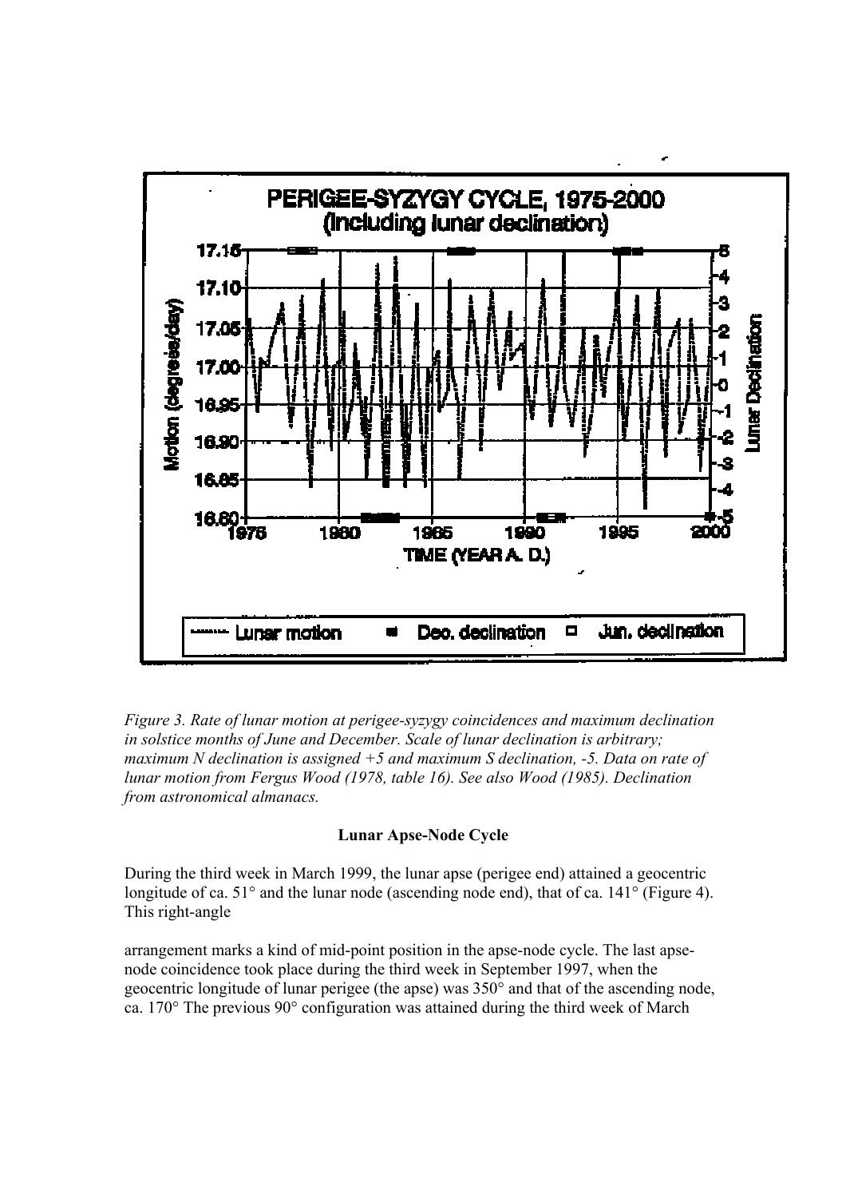*Figure 3. Rate of lunar motion at perigee-syzygy coincidences and maximum declination in solstice months of June and December. Scale of lunar declination is arbitrary; maximum N declination is assigned +5 and maximum S declination, -5. Data on rate of lunar motion from Fergus Wood (1978, table 16). See also Wood (1985). Declination from astronomical almanacs.*

**Lunar Apse-Node Cycle**

During the third week in March 1999, the lunar apse (perigee end) attained a geocentric longitude of ca. 51° and the lunar node (ascending node end), that of ca. 141° (Figure 4). This right-angle

arrangement marks a kind of mid-point position in the apse-node cycle. The last apse-node coincidence took place during the third week in September 1997, when the geocentric longitude of lunar perigee (the apse) was 350° and that of the ascending node, ca. 170° The previous 90° configuration was attained during the third week of March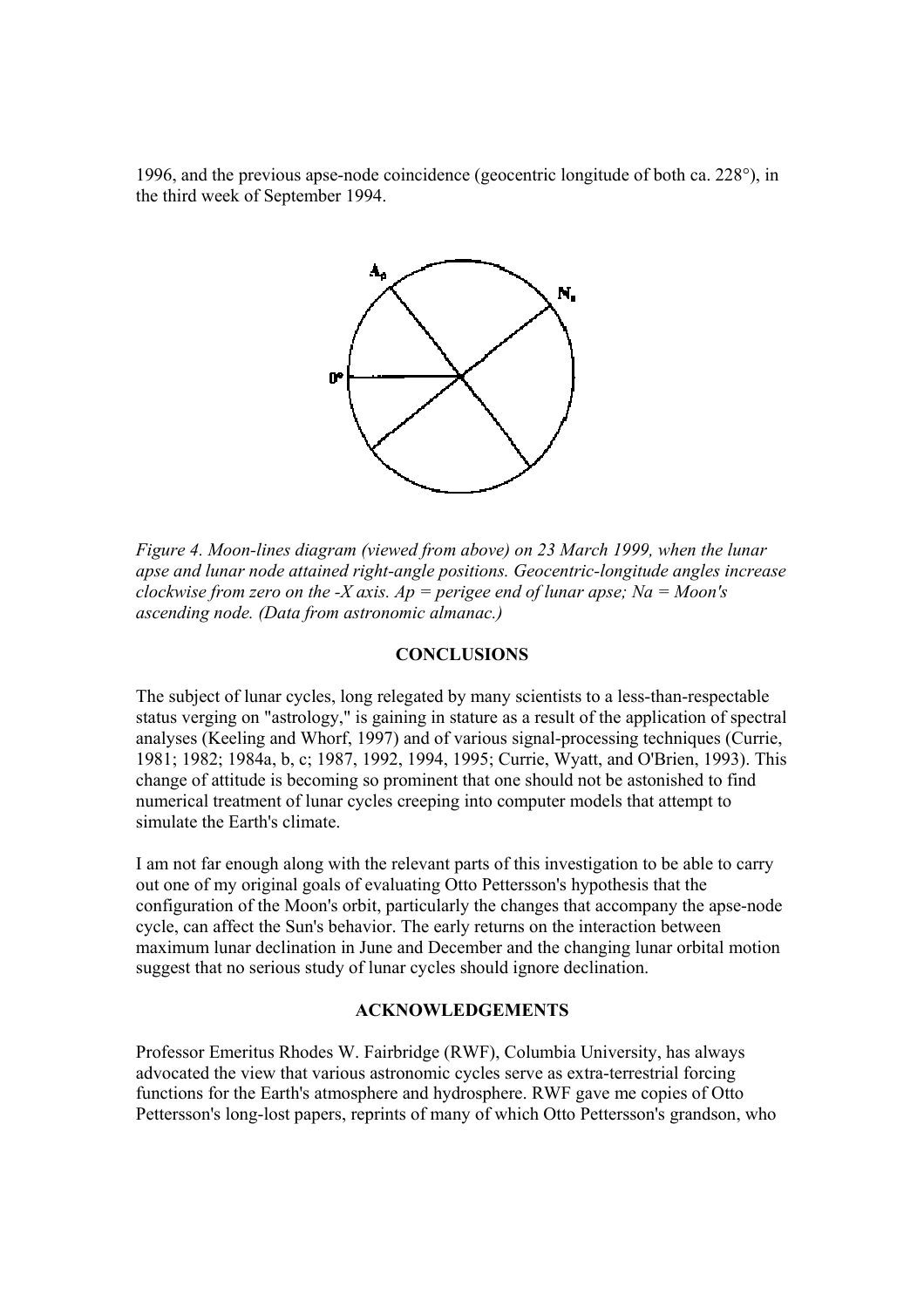1996, and the previous apse-node coincidence (geocentric longitude of both ca. 228°), in the third week of September 1994.

*Figure 4. Moon-lines diagram (viewed from above) on 23 March 1999, when the lunar apse and lunar node attained right-angle positions. Geocentric-longitude angles increase clockwise from zero on the -X axis. Ap = perigee end of lunar apse; Na = Moon's ascending node. (Data from astronomic almanac.)*

## CONCLUSIONS

The subject of lunar cycles, long relegated by many scientists to a less-than-respectable status verging on "astrology," is gaining in stature as a result of the application of spectral analyses (Keeling and Whorf, 1997) and of various signal-processing techniques (Currie, 1981; 1982; 1984a, b, c; 1987, 1992, 1994, 1995; Currie, Wyatt, and O'Brien, 1993). This change of attitude is becoming so prominent that one should not be astonished to find numerical treatment of lunar cycles creeping into computer models that attempt to simulate the Earth's climate.

I am not far enough along with the relevant parts of this investigation to be able to carry out one of my original goals of evaluating Otto Pettersson's hypothesis that the configuration of the Moon's orbit, particularly the changes that accompany the apse-node cycle, can affect the Sun's behavior. The early returns on the interaction between maximum lunar declination in June and December and the changing lunar orbital motion suggest that no serious study of lunar cycles should ignore declination.

## ACKNOWLEDGEMENTS

Professor Emeritus Rhodes W. Fairbridge (RWF), Columbia University, has always advocated the view that various astronomic cycles serve as extra-terrestrial forcing functions for the Earth's atmosphere and hydrosphere. RWF gave me copies of Otto Pettersson's long-lost papers, reprints of many of which Otto Pettersson's grandson, who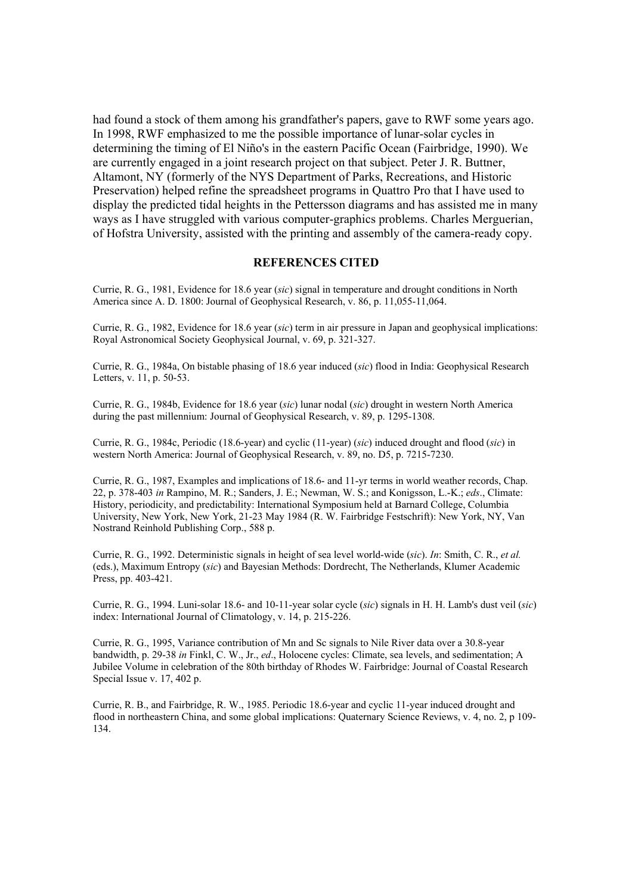had found a stock of them among his grandfather's papers, gave to RWF some years ago. In 1998, RWF emphasized to me the possible importance of lunar-solar cycles in determining the timing of El Niño's in the eastern Pacific Ocean (Fairbridge, 1990). We are currently engaged in a joint research project on that subject. Peter J. R. Buttner, Altamont, NY (formerly of the NYS Department of Parks, Recreations, and Historic Preservation) helped refine the spreadsheet programs in Quattro Pro that I have used to display the predicted tidal heights in the Pettersson diagrams and has assisted me in many ways as I have struggled with various computer-graphics problems. Charles Merguerian, of Hofstra University, assisted with the printing and assembly of the camera-ready copy.

## REFERENCES CITED

Currie, R. G., 1981, Evidence for 18.6 year (*sic*) signal in temperature and drought conditions in North America since A. D. 1800: Journal of Geophysical Research, v. 86, p. 11,055-11,064.

Currie, R. G., 1982, Evidence for 18.6 year (*sic*) term in air pressure in Japan and geophysical implications: Royal Astronomical Society Geophysical Journal, v. 69, p. 321-327.

Currie, R. G., 1984a, On bistable phasing of 18.6 year induced (*sic*) flood in India: Geophysical Research Letters, v. 11, p. 50-53.

Currie, R. G., 1984b, Evidence for 18.6 year (*sic*) lunar nodal (*sic*) drought in western North America during the past millennium: Journal of Geophysical Research, v. 89, p. 1295-1308.

Currie, R. G., 1984c, Periodic (18.6-year) and cyclic (11-year) (*sic*) induced drought and flood (*sic*) in western North America: Journal of Geophysical Research, v. 89, no. D5, p. 7215-7230.

Currie, R. G., 1987, Examples and implications of 18.6- and 11-yr terms in world weather records, Chap. 22, p. 378-403 *in* Rampino, M. R.; Sanders, J. E.; Newman, W. S.; and Konigsson, L.-K.; *eds*., Climate: History, periodicity, and predictability: International Symposium held at Barnard College, Columbia University, New York, New York, 21-23 May 1984 (R. W. Fairbridge Festschrift): New York, NY, Van Nostrand Reinhold Publishing Corp., 588 p.

Currie, R. G., 1992. Deterministic signals in height of sea level world-wide (*sic*). *In*: Smith, C. R., *et al.* (eds.), Maximum Entropy (*sic*) and Bayesian Methods: Dordrecht, The Netherlands, Klumer Academic Press, pp. 403-421.

Currie, R. G., 1994. Luni-solar 18.6- and 10-11-year solar cycle (*sic*) signals in H. H. Lamb's dust veil (*sic*) index: International Journal of Climatology, v. 14, p. 215-226.

Currie, R. G., 1995, Variance contribution of Mn and Sc signals to Nile River data over a 30.8-year bandwidth, p. 29-38 *in* Finkl, C. W., Jr., *ed*., Holocene cycles: Climate, sea levels, and sedimentation; A Jubilee Volume in celebration of the 80th birthday of Rhodes W. Fairbridge: Journal of Coastal Research Special Issue v. 17, 402 p.

Currie, R. B., and Fairbridge, R. W., 1985. Periodic 18.6-year and cyclic 11-year induced drought and flood in northeastern China, and some global implications: Quaternary Science Reviews, v. 4, no. 2, p 109-134.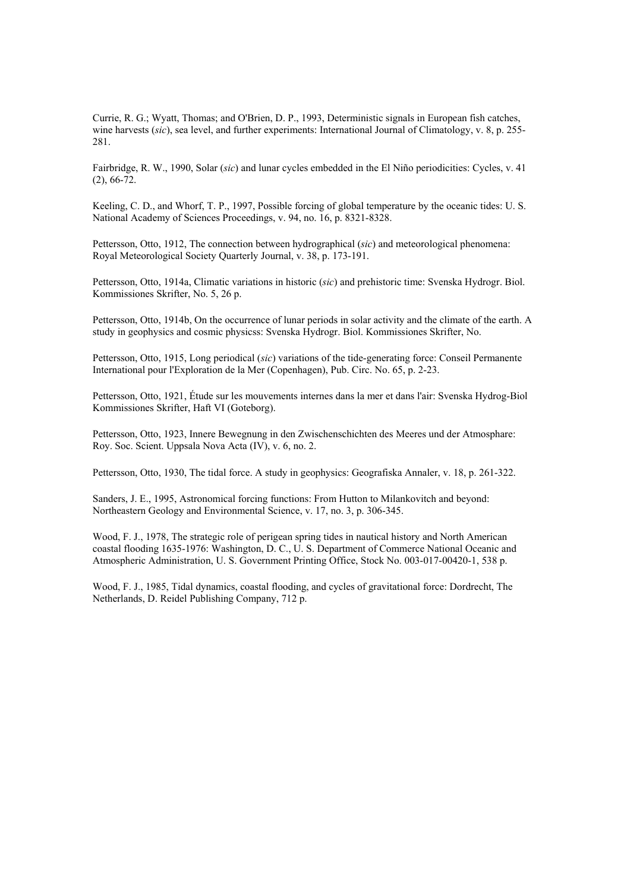Currie, R. G.; Wyatt, Thomas; and O'Brien, D. P., 1993, Deterministic signals in European fish catches, wine harvests (*sic*), sea level, and further experiments: International Journal of Climatology, v. 8, p. 255-281.

Fairbridge, R. W., 1990, Solar (*sic*) and lunar cycles embedded in the El Niño periodicities: Cycles, v. 41 (2), 66-72.

Keeling, C. D., and Whorf, T. P., 1997, Possible forcing of global temperature by the oceanic tides: U. S. National Academy of Sciences Proceedings, v. 94, no. 16, p. 8321-8328.

Pettersson, Otto, 1912, The connection between hydrographical (*sic*) and meteorological phenomena: Royal Meteorological Society Quarterly Journal, v. 38, p. 173-191.

Pettersson, Otto, 1914a, Climatic variations in historic (*sic*) and prehistoric time: Svenska Hydrogr. Biol. Kommissiones Skrifter, No. 5, 26 p.

Pettersson, Otto, 1914b, On the occurrence of lunar periods in solar activity and the climate of the earth. A study in geophysics and cosmic physicss: Svenska Hydrogr. Biol. Kommissiones Skrifter, No.

Pettersson, Otto, 1915, Long periodical (*sic*) variations of the tide-generating force: Conseil Permanente International pour l'Exploration de la Mer (Copenhagen), Pub. Circ. No. 65, p. 2-23.

Pettersson, Otto, 1921, Étude sur les mouvements internes dans la mer et dans l'air: Svenska Hydrog-Biol Kommissiones Skrifter, Haft VI (Goteborg).

Pettersson, Otto, 1923, Innere Bewegnung in den Zwischenschichten des Meeres und der Atmosphare: Roy. Soc. Scient. Uppsala Nova Acta (IV), v. 6, no. 2.

Pettersson, Otto, 1930, The tidal force. A study in geophysics: Geografiska Annaler, v. 18, p. 261-322.

Sanders, J. E., 1995, Astronomical forcing functions: From Hutton to Milankovitch and beyond: Northeastern Geology and Environmental Science, v. 17, no. 3, p. 306-345.

Wood, F. J., 1978, The strategic role of perigean spring tides in nautical history and North American coastal flooding 1635-1976: Washington, D. C., U. S. Department of Commerce National Oceanic and Atmospheric Administration, U. S. Government Printing Office, Stock No. 003-017-00420-1, 538 p.

Wood, F. J., 1985, Tidal dynamics, coastal flooding, and cycles of gravitational force: Dordrecht, The Netherlands, D. Reidel Publishing Company, 712 p.